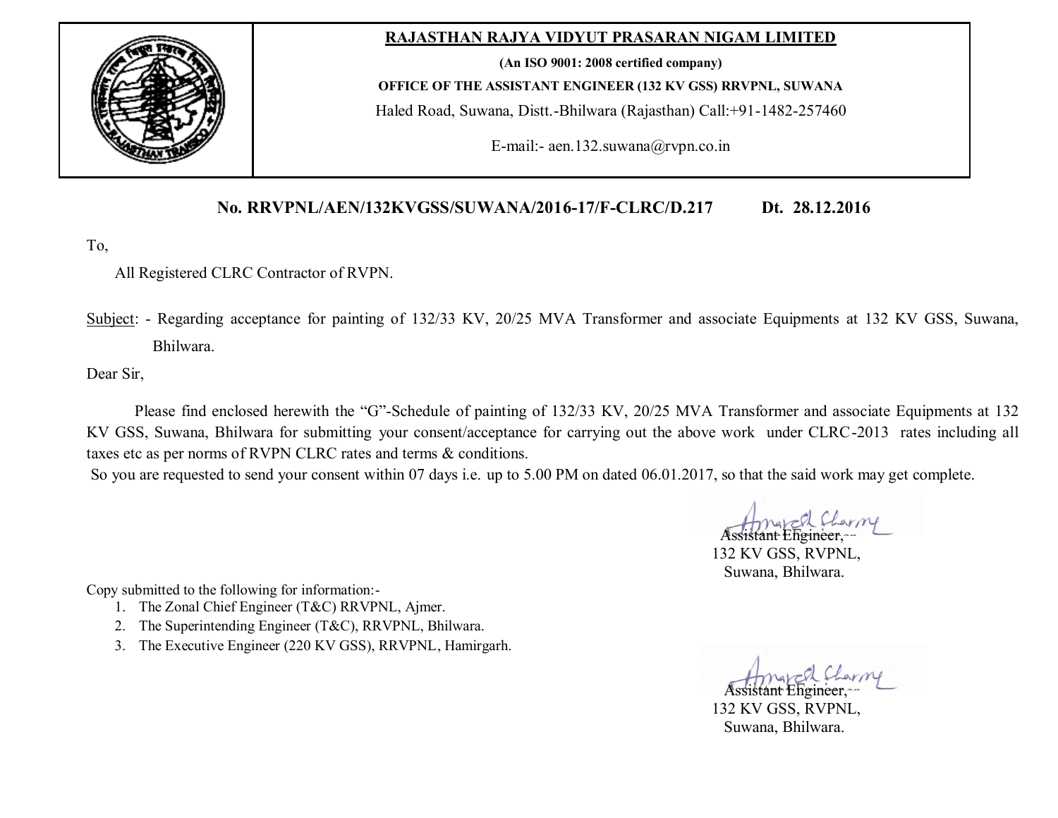**RAJASTHAN RAJYA VIDYUT PRASARAN NIGAM LIMITED**

**(An ISO 9001: 2008 certified company)**

**OFFICE OF THE ASSISTANT ENGINEER (132 KV GSS) RRVPNL, SUWANA**

Haled Road, Suwana, Distt.-Bhilwara (Rajasthan) Call:+91-1482-257460

E-mail:- aen.132.suwana@rvpn.co.in

**No. RRVPNL/AEN/132KVGSS/SUWANA/2016-17/F-CLRC/D.217 Dt. 28.12.2016**

To,

All Registered CLRC Contractor of RVPN.

Subject: - Regarding acceptance for painting of 132/33 KV, 20/25 MVA Transformer and associate Equipments at 132 KV GSS, Suwana, Bhilwara.

Dear Sir,

Please find enclosed herewith the "G"-Schedule of painting of 132/33 KV, 20/25 MVA Transformer and associate Equipments at 132 KV GSS, Suwana, Bhilwara for submitting your consent/acceptance for carrying out the above work under CLRC-2013 rates including all taxes etc as per norms of RVPN CLRC rates and terms & conditions.

So you are requested to send your consent within 07 days i.e. up to 5.00 PM on dated 06.01.2017, so that the said work may get complete.

Assistant Engineer,
132 KV GSS, RVPNL,
Suwana, Bhilwara.

Copy submitted to the following for information:-

1. The Zonal Chief Engineer (T&C) RRVPNL, Ajmer.
2. The Superintending Engineer (T&C), RRVPNL, Bhilwara.
3. The Executive Engineer (220 KV GSS), RRVPNL, Hamirgarh.

Assistant Engineer,
132 KV GSS, RVPNL,
Suwana, Bhilwara.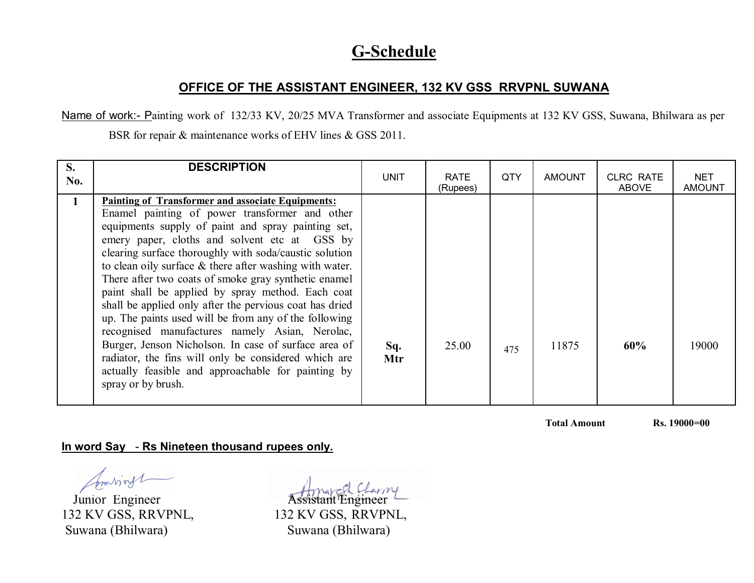# G-Schedule

## OFFICE OF THE ASSISTANT ENGINEER, 132 KV GSS RRVPNL SUWANA

Name of work:- Painting work of 132/33 KV, 20/25 MVA Transformer and associate Equipments at 132 KV GSS, Suwana, Bhilwara as per BSR for repair & maintenance works of EHV lines & GSS 2011.

| S. No. | DESCRIPTION | UNIT | RATE (Rupees) | QTY | AMOUNT | CLRC RATE ABOVE | NET AMOUNT |
|---|---|---|---|---|---|---|---|
| 1 | **Painting of Transformer and associate Equipments:** Enamel painting of power transformer and other equipments supply of paint and spray painting set, emery paper, cloths and solvent etc at GSS by clearing surface thoroughly with soda/caustic solution to clean oily surface & there after washing with water. There after two coats of smoke gray synthetic enamel paint shall be applied by spray method. Each coat shall be applied only after the pervious coat has dried up. The paints used will be from any of the following recognised manufactures namely Asian, Nerolac, Burger, Jenson Nicholson. In case of surface area of radiator, the fins will only be considered which are actually feasible and approachable for painting by spray or by brush. | **Sq. Mtr** | 25.00 | 475 | 11875 | **60%** | 19000 |

**Total Amount** **Rs. 19000=00**

**In word Say - Rs Nineteen thousand rupees only.**

Junior Engineer
132 KV GSS, RRVPNL,
Suwana (Bhilwara)

Assistant Engineer
132 KV GSS, RRVPNL,
Suwana (Bhilwara)